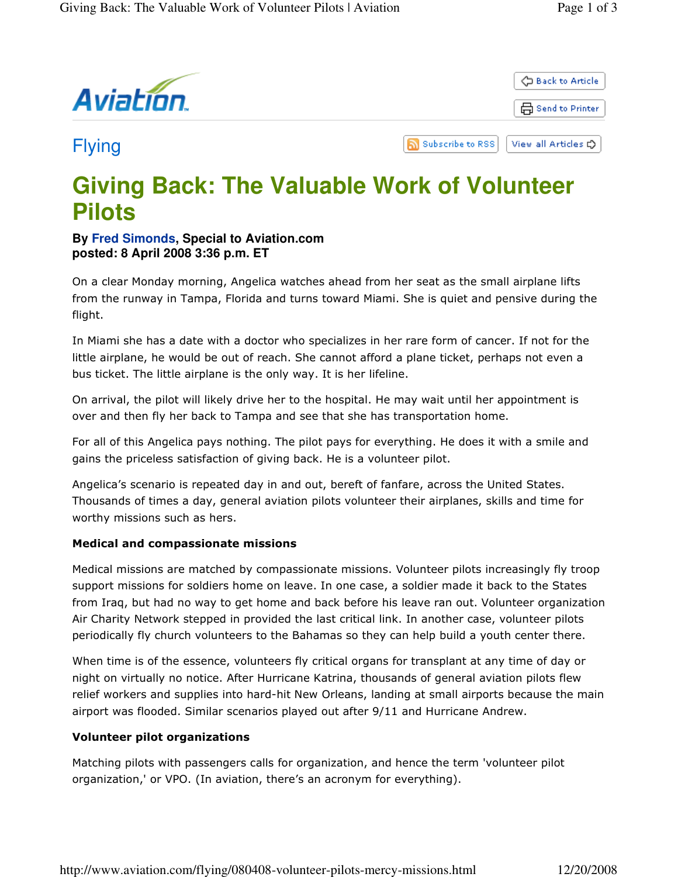Aviation

Back to Article
Send to Printer

## Flying

Subscribe to RSS | View all Articles

# Giving Back: The Valuable Work of Volunteer Pilots

**By Fred Simonds, Special to Aviation.com**
**posted: 8 April 2008 3:36 p.m. ET**

On a clear Monday morning, Angelica watches ahead from her seat as the small airplane lifts from the runway in Tampa, Florida and turns toward Miami. She is quiet and pensive during the flight.

In Miami she has a date with a doctor who specializes in her rare form of cancer. If not for the little airplane, he would be out of reach. She cannot afford a plane ticket, perhaps not even a bus ticket. The little airplane is the only way. It is her lifeline.

On arrival, the pilot will likely drive her to the hospital. He may wait until her appointment is over and then fly her back to Tampa and see that she has transportation home.

For all of this Angelica pays nothing. The pilot pays for everything. He does it with a smile and gains the priceless satisfaction of giving back. He is a volunteer pilot.

Angelica's scenario is repeated day in and out, bereft of fanfare, across the United States. Thousands of times a day, general aviation pilots volunteer their airplanes, skills and time for worthy missions such as hers.

**Medical and compassionate missions**

Medical missions are matched by compassionate missions. Volunteer pilots increasingly fly troop support missions for soldiers home on leave. In one case, a soldier made it back to the States from Iraq, but had no way to get home and back before his leave ran out. Volunteer organization Air Charity Network stepped in provided the last critical link. In another case, volunteer pilots periodically fly church volunteers to the Bahamas so they can help build a youth center there.

When time is of the essence, volunteers fly critical organs for transplant at any time of day or night on virtually no notice. After Hurricane Katrina, thousands of general aviation pilots flew relief workers and supplies into hard-hit New Orleans, landing at small airports because the main airport was flooded. Similar scenarios played out after 9/11 and Hurricane Andrew.

**Volunteer pilot organizations**

Matching pilots with passengers calls for organization, and hence the term 'volunteer pilot organization,' or VPO. (In aviation, there's an acronym for everything).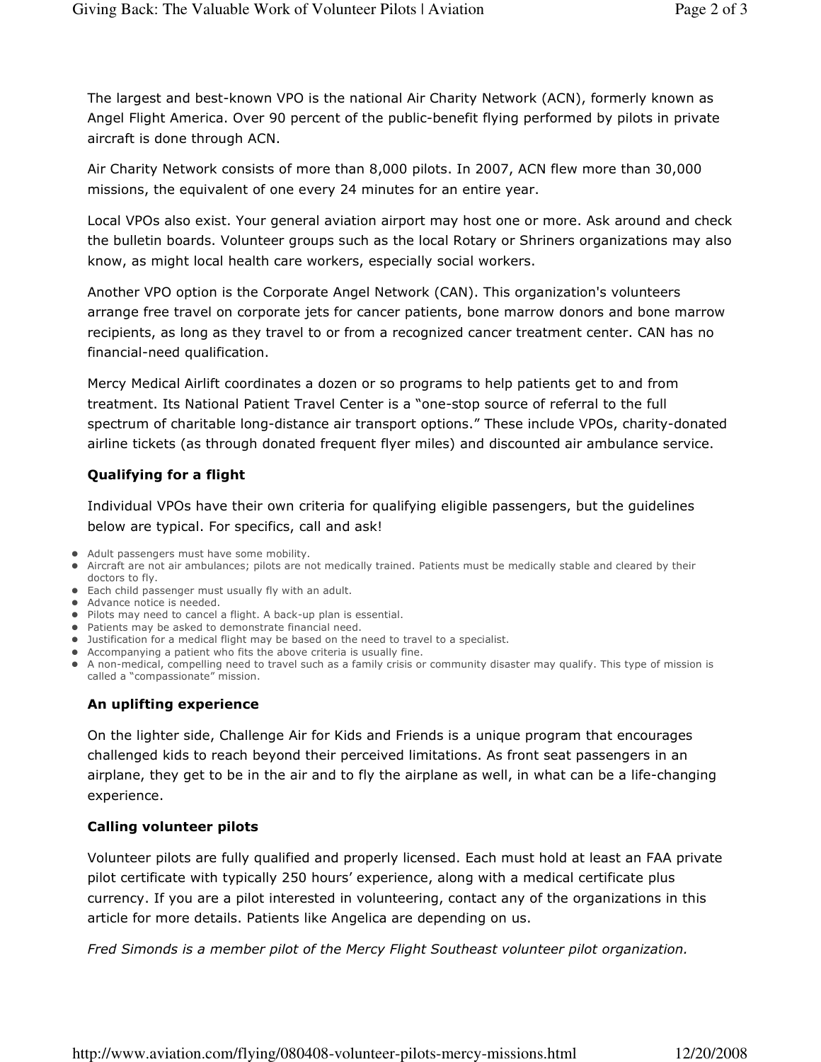The largest and best-known VPO is the national Air Charity Network (ACN), formerly known as Angel Flight America. Over 90 percent of the public-benefit flying performed by pilots in private aircraft is done through ACN.

Air Charity Network consists of more than 8,000 pilots. In 2007, ACN flew more than 30,000 missions, the equivalent of one every 24 minutes for an entire year.

Local VPOs also exist. Your general aviation airport may host one or more. Ask around and check the bulletin boards. Volunteer groups such as the local Rotary or Shriners organizations may also know, as might local health care workers, especially social workers.

Another VPO option is the Corporate Angel Network (CAN). This organization's volunteers arrange free travel on corporate jets for cancer patients, bone marrow donors and bone marrow recipients, as long as they travel to or from a recognized cancer treatment center. CAN has no financial-need qualification.

Mercy Medical Airlift coordinates a dozen or so programs to help patients get to and from treatment. Its National Patient Travel Center is a "one-stop source of referral to the full spectrum of charitable long-distance air transport options." These include VPOs, charity-donated airline tickets (as through donated frequent flyer miles) and discounted air ambulance service.

### Qualifying for a flight

Individual VPOs have their own criteria for qualifying eligible passengers, but the guidelines below are typical. For specifics, call and ask!

- Adult passengers must have some mobility.
- Aircraft are not air ambulances; pilots are not medically trained. Patients must be medically stable and cleared by their doctors to fly.
- Each child passenger must usually fly with an adult.
- Advance notice is needed.
- Pilots may need to cancel a flight. A back-up plan is essential.
- Patients may be asked to demonstrate financial need.
- Justification for a medical flight may be based on the need to travel to a specialist.
- Accompanying a patient who fits the above criteria is usually fine.
- A non-medical, compelling need to travel such as a family crisis or community disaster may qualify. This type of mission is called a "compassionate" mission.

### An uplifting experience

On the lighter side, Challenge Air for Kids and Friends is a unique program that encourages challenged kids to reach beyond their perceived limitations. As front seat passengers in an airplane, they get to be in the air and to fly the airplane as well, in what can be a life-changing experience.

### Calling volunteer pilots

Volunteer pilots are fully qualified and properly licensed. Each must hold at least an FAA private pilot certificate with typically 250 hours' experience, along with a medical certificate plus currency. If you are a pilot interested in volunteering, contact any of the organizations in this article for more details. Patients like Angelica are depending on us.

*Fred Simonds is a member pilot of the Mercy Flight Southeast volunteer pilot organization.*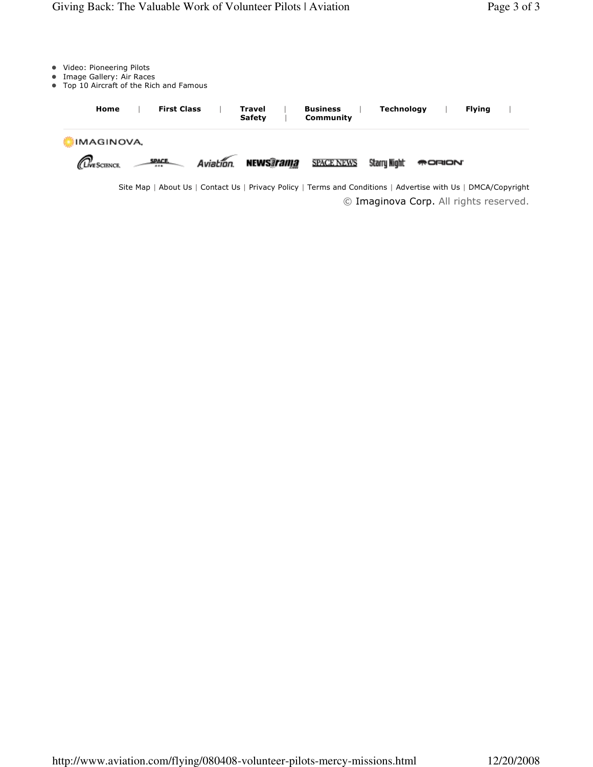- Video: Pioneering Pilots
- Image Gallery: Air Races
- Top 10 Aircraft of the Rich and Famous

Home | First Class | Travel Safety | Business Community | Technology | Flying |

IMAGINOVA

LiveScience SPACE Aviation NEWSarama SPACE NEWS Starry Night ORION

Site Map | About Us | Contact Us | Privacy Policy | Terms and Conditions | Advertise with Us | DMCA/Copyright

© Imaginova Corp. All rights reserved.